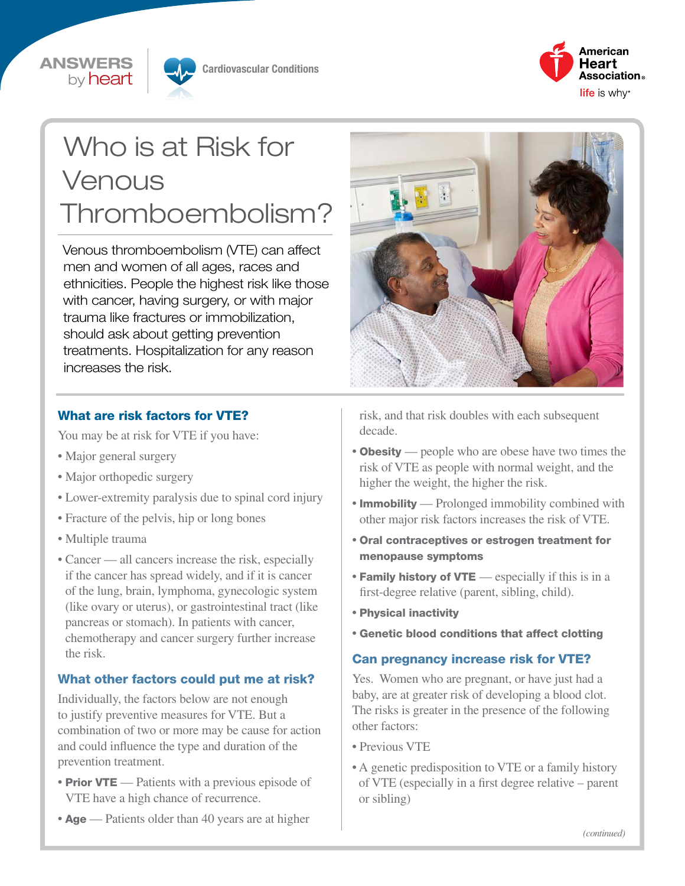ANSWERS by heart

Cardiovascular Conditions

# Who is at Risk for Venous Thromboembolism?

Venous thromboembolism (VTE) can affect men and women of all ages, races and ethnicities. People the highest risk like those with cancer, having surgery, or with major trauma like fractures or immobilization, should ask about getting prevention treatments. Hospitalization for any reason increases the risk.

## What are risk factors for VTE?

You may be at risk for VTE if you have:

- Major general surgery
- Major orthopedic surgery
- Lower-extremity paralysis due to spinal cord injury
- Fracture of the pelvis, hip or long bones
- Multiple trauma
- Cancer — all cancers increase the risk, especially if the cancer has spread widely, and if it is cancer of the lung, brain, lymphoma, gynecologic system (like ovary or uterus), or gastrointestinal tract (like pancreas or stomach). In patients with cancer, chemotherapy and cancer surgery further increase the risk.

## What other factors could put me at risk?

Individually, the factors below are not enough to justify preventive measures for VTE. But a combination of two or more may be cause for action and could influence the type and duration of the prevention treatment.

- **Prior VTE** — Patients with a previous episode of VTE have a high chance of recurrence.
- **Age** — Patients older than 40 years are at higher risk, and that risk doubles with each subsequent decade.
- **Obesity** — people who are obese have two times the risk of VTE as people with normal weight, and the higher the weight, the higher the risk.
- **Immobility** — Prolonged immobility combined with other major risk factors increases the risk of VTE.
- **Oral contraceptives or estrogen treatment for menopause symptoms**
- **Family history of VTE** — especially if this is in a first-degree relative (parent, sibling, child).
- **Physical inactivity**
- **Genetic blood conditions that affect clotting**

## Can pregnancy increase risk for VTE?

Yes. Women who are pregnant, or have just had a baby, are at greater risk of developing a blood clot. The risks is greater in the presence of the following other factors:

- Previous VTE
- A genetic predisposition to VTE or a family history of VTE (especially in a first degree relative – parent or sibling)

*(continued)*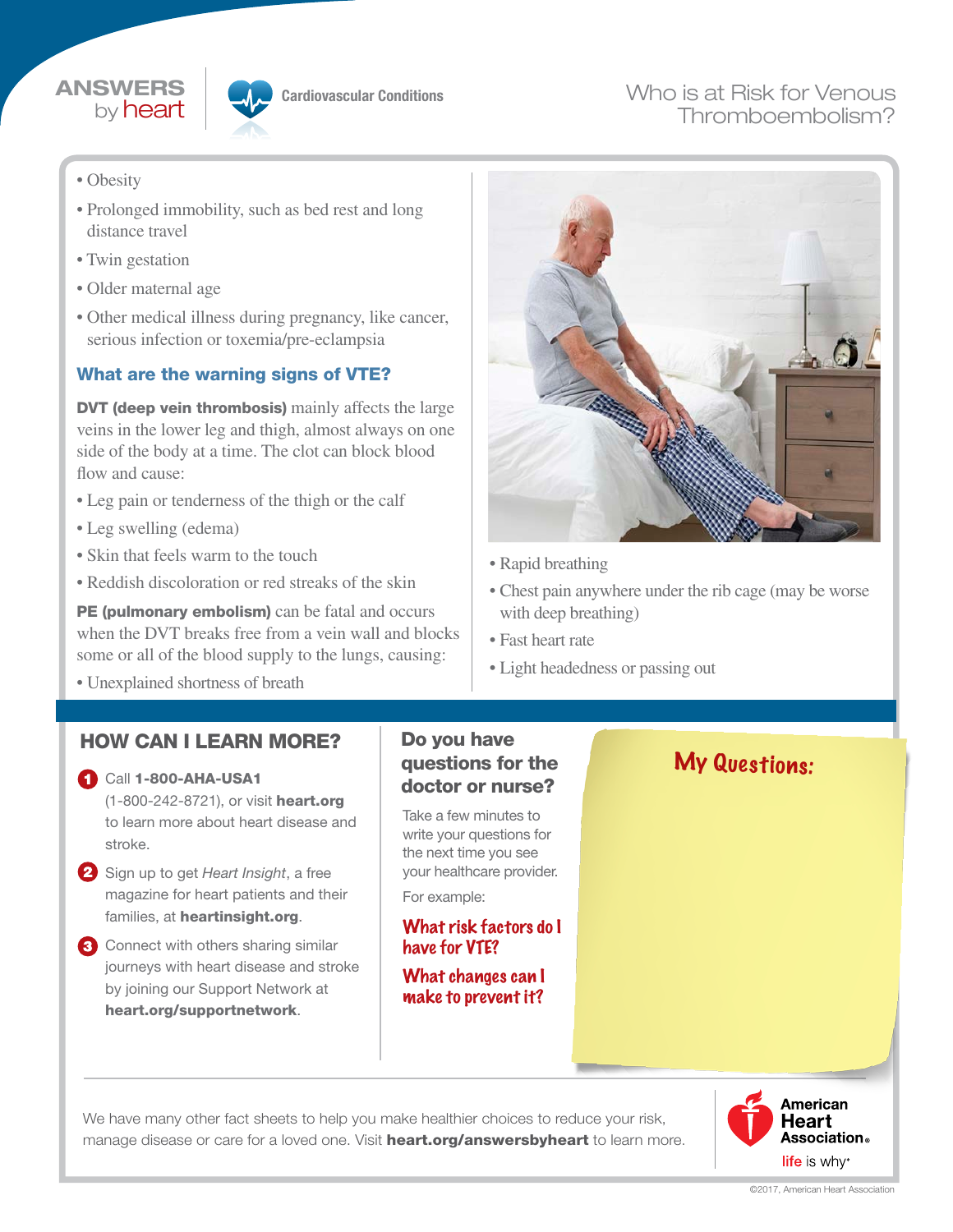ANSWERS by heart

Cardiovascular Conditions

# Who is at Risk for Venous Thromboembolism?

- Obesity
- Prolonged immobility, such as bed rest and long distance travel
- Twin gestation
- Older maternal age
- Other medical illness during pregnancy, like cancer, serious infection or toxemia/pre-eclampsia

## What are the warning signs of VTE?

**DVT (deep vein thrombosis)** mainly affects the large veins in the lower leg and thigh, almost always on one side of the body at a time. The clot can block blood flow and cause:

- Leg pain or tenderness of the thigh or the calf
- Leg swelling (edema)
- Skin that feels warm to the touch
- Reddish discoloration or red streaks of the skin

**PE (pulmonary embolism)** can be fatal and occurs when the DVT breaks free from a vein wall and blocks some or all of the blood supply to the lungs, causing:

- Unexplained shortness of breath
- Rapid breathing
- Chest pain anywhere under the rib cage (may be worse with deep breathing)
- Fast heart rate
- Light headedness or passing out

## HOW CAN I LEARN MORE?

1. Call **1-800-AHA-USA1** (1-800-242-8721), or visit **heart.org** to learn more about heart disease and stroke.
2. Sign up to get *Heart Insight*, a free magazine for heart patients and their families, at **heartinsight.org**.
3. Connect with others sharing similar journeys with heart disease and stroke by joining our Support Network at **heart.org/supportnetwork**.

## Do you have questions for the doctor or nurse?

Take a few minutes to write your questions for the next time you see your healthcare provider.

For example:

**What risk factors do I have for VTE?**

**What changes can I make to prevent it?**

**My Questions:**

We have many other fact sheets to help you make healthier choices to reduce your risk, manage disease or care for a loved one. Visit **heart.org/answersbyheart** to learn more.

American Heart Association® life is why®

©2017, American Heart Association